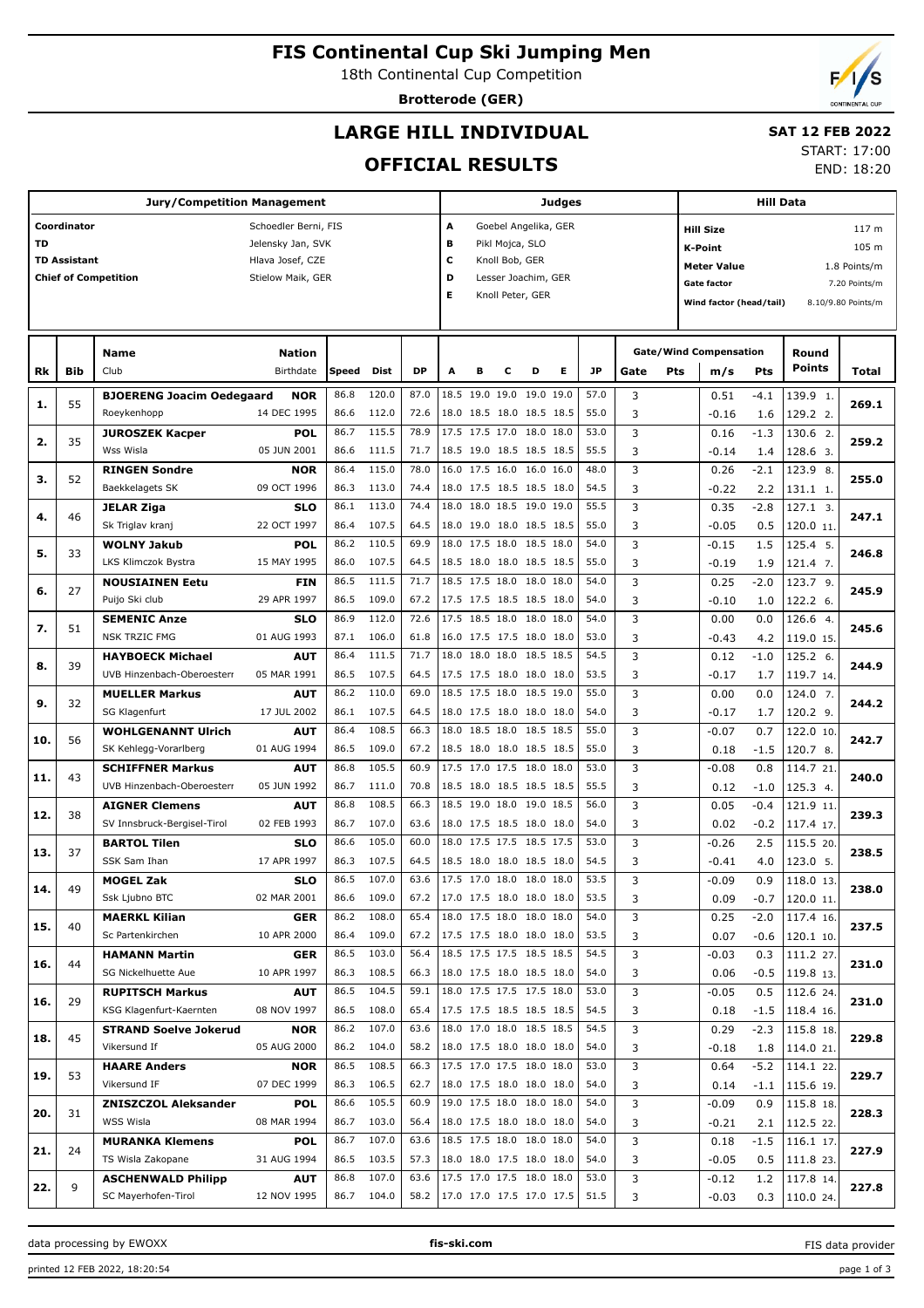# FIS Continental Cup Ski Jumping Men

18th Continental Cup Competition

**Brotterode (GER)**

## LARGE HILL INDIVIDUAL

## OFFICIAL RESULTS

**SAT 12 FEB 2022**

START: 17:00
END: 18:20

| Jury/Competition Management | |
|---|---|
| Coordinator | Schoedler Berni, FIS |
| TD | Jelensky Jan, SVK |
| TD Assistant | Hlava Josef, CZE |
| Chief of Competition | Stielow Maik, GER |

| Judges | |
|---|---|
| A | Goebel Angelika, GER |
| B | Pikl Mojca, SLO |
| C | Knoll Bob, GER |
| D | Lesser Joachim, GER |
| E | Knoll Peter, GER |

| Hill Data | |
|---|---|
| Hill Size | 117 m |
| K-Point | 105 m |
| Meter Value | 1.8 Points/m |
| Gate factor | 7.20 Points/m |
| Wind factor (head/tail) | 8.10/9.80 Points/m |

| Rk | Bib | Name / Club | Nation / Birthdate | Speed | Dist | DP | A | B | C | D | E | JP | Gate | Pts | m/s | Pts | Round Points | Total |
|---|---|---|---|---|---|---|---|---|---|---|---|---|---|---|---|---|---|---|
| 1. | 55 | **BJOERENG Joacim Oedegaard** | **NOR** | 86.8 | 120.0 | 87.0 | 18.5 | 19.0 | 19.0 | 19.0 | 19.0 | 57.0 | 3 | | 0.51 | -4.1 | 139.9 1. | 269.1 |
| | | Roeykenhopp | 14 DEC 1995 | 86.6 | 112.0 | 72.6 | 18.0 | 18.5 | 18.0 | 18.5 | 18.5 | 55.0 | 3 | | -0.16 | 1.6 | 129.2 2. | |
| 2. | 35 | **JUROSZEK Kacper** | **POL** | 86.7 | 115.5 | 78.9 | 17.5 | 17.5 | 17.0 | 18.0 | 18.0 | 53.0 | 3 | | 0.16 | -1.3 | 130.6 2. | 259.2 |
| | | Wss Wisla | 05 JUN 2001 | 86.6 | 111.5 | 71.7 | 18.5 | 19.0 | 18.5 | 18.5 | 18.5 | 55.5 | 3 | | -0.14 | 1.4 | 128.6 3. | |
| 3. | 52 | **RINGEN Sondre** | **NOR** | 86.4 | 115.0 | 78.0 | 16.0 | 17.5 | 16.0 | 16.0 | 16.0 | 48.0 | 3 | | 0.26 | -2.1 | 123.9 8. | 255.0 |
| | | Baekkelagets SK | 09 OCT 1996 | 86.3 | 113.0 | 74.4 | 18.0 | 17.5 | 18.5 | 18.5 | 18.0 | 54.5 | 3 | | -0.22 | 2.2 | 131.1 1. | |
| 4. | 46 | **JELAR Ziga** | **SLO** | 86.1 | 113.0 | 74.4 | 18.0 | 18.0 | 18.5 | 19.0 | 19.0 | 55.5 | 3 | | 0.35 | -2.8 | 127.1 3. | 247.1 |
| | | Sk Triglav kranj | 22 OCT 1997 | 86.4 | 107.5 | 64.5 | 18.0 | 19.0 | 18.0 | 18.5 | 18.5 | 55.0 | 3 | | -0.05 | 0.5 | 120.0 11. | |
| 5. | 33 | **WOLNY Jakub** | **POL** | 86.2 | 110.5 | 69.9 | 18.0 | 17.5 | 18.0 | 18.5 | 18.0 | 54.0 | 3 | | -0.15 | 1.5 | 125.4 5. | 246.8 |
| | | LKS Klimczok Bystra | 15 MAY 1995 | 86.0 | 107.5 | 64.5 | 18.5 | 18.0 | 18.0 | 18.5 | 18.5 | 55.0 | 3 | | -0.19 | 1.9 | 121.4 7. | |
| 6. | 27 | **NOUSIAINEN Eetu** | **FIN** | 86.5 | 111.5 | 71.7 | 18.5 | 17.5 | 18.0 | 18.0 | 18.0 | 54.0 | 3 | | 0.25 | -2.0 | 123.7 9. | 245.9 |
| | | Puijo Ski club | 29 APR 1997 | 86.5 | 109.0 | 67.2 | 17.5 | 17.5 | 18.5 | 18.5 | 18.0 | 54.0 | 3 | | -0.10 | 1.0 | 122.2 6. | |
| 7. | 51 | **SEMENIC Anze** | **SLO** | 86.9 | 112.0 | 72.6 | 17.5 | 18.5 | 18.0 | 18.0 | 18.0 | 54.0 | 3 | | 0.00 | 0.0 | 126.6 4. | 245.6 |
| | | NSK TRZIC FMG | 01 AUG 1993 | 87.1 | 106.0 | 61.8 | 16.0 | 17.5 | 17.5 | 18.0 | 18.0 | 53.0 | 3 | | -0.43 | 4.2 | 119.0 15. | |
| 8. | 39 | **HAYBOECK Michael** | **AUT** | 86.4 | 111.5 | 71.7 | 18.0 | 18.0 | 18.0 | 18.5 | 18.5 | 54.5 | 3 | | 0.12 | -1.0 | 125.2 6. | 244.9 |
| | | UVB Hinzenbach-Oberoesterr | 05 MAR 1991 | 86.5 | 107.5 | 64.5 | 17.5 | 17.5 | 18.0 | 18.0 | 18.0 | 53.5 | 3 | | -0.17 | 1.7 | 119.7 14. | |
| 9. | 32 | **MUELLER Markus** | **AUT** | 86.2 | 110.0 | 69.0 | 18.5 | 17.5 | 18.0 | 18.5 | 19.0 | 55.0 | 3 | | 0.00 | 0.0 | 124.0 7. | 244.2 |
| | | SG Klagenfurt | 17 JUL 2002 | 86.1 | 107.5 | 64.5 | 18.0 | 17.5 | 18.0 | 18.0 | 18.0 | 54.0 | 3 | | -0.17 | 1.7 | 120.2 9. | |
| 10. | 56 | **WOHLGENANNT Ulrich** | **AUT** | 86.4 | 108.5 | 66.3 | 18.0 | 18.5 | 18.0 | 18.5 | 18.5 | 55.0 | 3 | | -0.07 | 0.7 | 122.0 10. | 242.7 |
| | | SK Kehlegg-Vorarlberg | 01 AUG 1994 | 86.5 | 109.0 | 67.2 | 18.5 | 18.0 | 18.0 | 18.5 | 18.5 | 55.0 | 3 | | 0.18 | -1.5 | 120.7 8. | |
| 11. | 43 | **SCHIFFNER Markus** | **AUT** | 86.8 | 105.5 | 60.9 | 17.5 | 17.0 | 17.5 | 18.0 | 18.0 | 53.0 | 3 | | -0.08 | 0.8 | 114.7 21. | 240.0 |
| | | UVB Hinzenbach-Oberoesterr | 05 JUN 1992 | 86.7 | 111.0 | 70.8 | 18.5 | 18.0 | 18.5 | 18.5 | 18.5 | 55.5 | 3 | | 0.12 | -1.0 | 125.3 4. | |
| 12. | 38 | **AIGNER Clemens** | **AUT** | 86.8 | 108.5 | 66.3 | 18.5 | 19.0 | 18.0 | 19.0 | 18.5 | 56.0 | 3 | | 0.05 | -0.4 | 121.9 11. | 239.3 |
| | | SV Innsbruck-Bergisel-Tirol | 02 FEB 1993 | 86.7 | 107.0 | 63.6 | 18.0 | 17.5 | 18.5 | 18.0 | 18.0 | 54.0 | 3 | | 0.02 | -0.2 | 117.4 17. | |
| 13. | 37 | **BARTOL Tilen** | **SLO** | 86.6 | 105.0 | 60.0 | 18.0 | 17.5 | 17.5 | 18.5 | 17.5 | 53.0 | 3 | | -0.26 | 2.5 | 115.5 20. | 238.5 |
| | | SSK Sam Ihan | 17 APR 1997 | 86.3 | 107.5 | 64.5 | 18.5 | 18.0 | 18.0 | 18.5 | 18.0 | 54.5 | 3 | | -0.41 | 4.0 | 123.0 5. | |
| 14. | 49 | **MOGEL Zak** | **SLO** | 86.5 | 107.0 | 63.6 | 17.5 | 17.0 | 18.0 | 18.0 | 18.0 | 53.5 | 3 | | -0.09 | 0.9 | 118.0 13. | 238.0 |
| | | Ssk Ljubno BTC | 02 MAR 2001 | 86.6 | 109.0 | 67.2 | 17.0 | 17.5 | 18.0 | 18.0 | 18.0 | 53.5 | 3 | | 0.09 | -0.7 | 120.0 11. | |
| 15. | 40 | **MAERKL Kilian** | **GER** | 86.2 | 108.0 | 65.4 | 18.0 | 17.5 | 18.0 | 18.0 | 18.0 | 54.0 | 3 | | 0.25 | -2.0 | 117.4 16. | 237.5 |
| | | Sc Partenkirchen | 10 APR 2000 | 86.4 | 109.0 | 67.2 | 17.5 | 17.5 | 18.0 | 18.0 | 18.0 | 53.5 | 3 | | 0.07 | -0.6 | 120.1 10. | |
| 16. | 44 | **HAMANN Martin** | **GER** | 86.5 | 103.0 | 56.4 | 18.5 | 17.5 | 17.5 | 18.5 | 18.5 | 54.5 | 3 | | -0.03 | 0.3 | 111.2 27. | 231.0 |
| | | SG Nickelhuette Aue | 10 APR 1997 | 86.3 | 108.5 | 66.3 | 18.0 | 17.5 | 18.0 | 18.5 | 18.0 | 54.0 | 3 | | 0.06 | -0.5 | 119.8 13. | |
| 16. | 29 | **RUPITSCH Markus** | **AUT** | 86.5 | 104.5 | 59.1 | 18.0 | 17.5 | 17.5 | 17.5 | 18.0 | 53.0 | 3 | | -0.05 | 0.5 | 112.6 24. | 231.0 |
| | | KSG Klagenfurt-Kaernten | 08 NOV 1997 | 86.5 | 108.0 | 65.4 | 17.5 | 17.5 | 18.5 | 18.5 | 18.5 | 54.5 | 3 | | 0.18 | -1.5 | 118.4 16. | |
| 18. | 45 | **STRAND Soelve Jokerud** | **NOR** | 86.2 | 107.0 | 63.6 | 18.0 | 17.0 | 18.0 | 18.5 | 18.5 | 54.5 | 3 | | 0.29 | -2.3 | 115.8 18. | 229.8 |
| | | Vikersund If | 05 AUG 2000 | 86.2 | 104.0 | 58.2 | 18.0 | 17.5 | 18.0 | 18.0 | 18.0 | 54.0 | 3 | | -0.18 | 1.8 | 114.0 21. | |
| 19. | 53 | **HAARE Anders** | **NOR** | 86.5 | 108.5 | 66.3 | 17.5 | 17.0 | 17.5 | 18.0 | 18.0 | 53.0 | 3 | | 0.64 | -5.2 | 114.1 22. | 229.7 |
| | | Vikersund IF | 07 DEC 1999 | 86.3 | 106.5 | 62.7 | 18.0 | 17.5 | 18.0 | 18.0 | 18.0 | 54.0 | 3 | | 0.14 | -1.1 | 115.6 19. | |
| 20. | 31 | **ZNISZCZOL Aleksander** | **POL** | 86.6 | 105.5 | 60.9 | 19.0 | 17.5 | 18.0 | 18.0 | 18.0 | 54.0 | 3 | | -0.09 | 0.9 | 115.8 18. | 228.3 |
| | | WSS Wisla | 08 MAR 1994 | 86.7 | 103.0 | 56.4 | 18.0 | 17.5 | 18.0 | 18.0 | 18.0 | 54.0 | 3 | | -0.21 | 2.1 | 112.5 22. | |
| 21. | 24 | **MURANKA Klemens** | **POL** | 86.7 | 107.0 | 63.6 | 18.5 | 17.5 | 18.0 | 18.0 | 18.0 | 54.0 | 3 | | 0.18 | -1.5 | 116.1 17. | 227.9 |
| | | TS Wisla Zakopane | 31 AUG 1994 | 86.5 | 103.5 | 57.3 | 18.0 | 18.0 | 17.5 | 18.0 | 18.0 | 54.0 | 3 | | -0.05 | 0.5 | 111.8 23. | |
| 22. | 9 | **ASCHENWALD Philipp** | **AUT** | 86.8 | 107.0 | 63.6 | 17.5 | 17.0 | 17.5 | 18.0 | 18.0 | 53.0 | 3 | | -0.12 | 1.2 | 117.8 14. | 227.8 |
| | | SC Mayerhofen-Tirol | 12 NOV 1995 | 86.7 | 104.0 | 58.2 | 17.0 | 17.0 | 17.5 | 17.0 | 17.5 | 51.5 | 3 | | -0.03 | 0.3 | 110.0 24. | |

data processing by EWOXX | fis-ski.com | FIS data provider

printed 12 FEB 2022, 18:20:54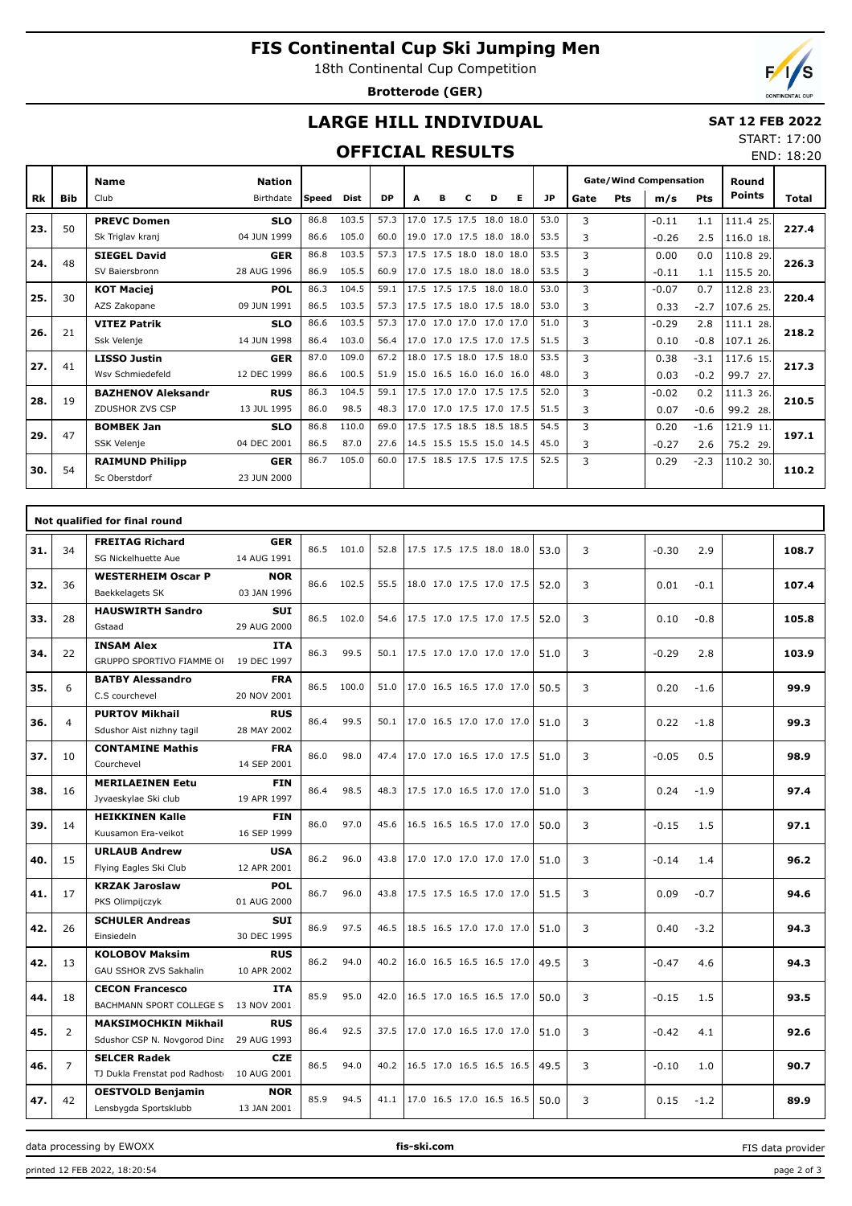# FIS Continental Cup Ski Jumping Men

18th Continental Cup Competition

**Brotterode (GER)**

## LARGE HILL INDIVIDUAL

**SAT 12 FEB 2022**

START: 17:00
END: 18:20

## OFFICIAL RESULTS

| Rk | Bib | Name / Club | Nation / Birthdate | Speed | Dist | DP | A | B | C | D | E | JP | Gate | Pts | m/s | Pts | Round Points | Total |
|---|---|---|---|---|---|---|---|---|---|---|---|---|---|---|---|---|---|---|
| 23. | 50 | **PREVC Domen** | **SLO** | 86.8 | 103.5 | 57.3 | 17.0 | 17.5 | 17.5 | 18.0 | 18.0 | 53.0 | 3 | | -0.11 | 1.1 | 111.4 25. | **227.4** |
| | | Sk Triglav kranj | 04 JUN 1999 | 86.6 | 105.0 | 60.0 | 19.0 | 17.0 | 17.5 | 18.0 | 18.0 | 53.5 | 3 | | -0.26 | 2.5 | 116.0 18. | |
| 24. | 48 | **SIEGEL David** | **GER** | 86.8 | 103.5 | 57.3 | 17.5 | 17.5 | 18.0 | 18.0 | 18.0 | 53.5 | 3 | | 0.00 | 0.0 | 110.8 29. | **226.3** |
| | | SV Baiersbronn | 28 AUG 1996 | 86.9 | 105.5 | 60.9 | 17.0 | 17.5 | 18.0 | 18.0 | 18.0 | 53.5 | 3 | | -0.11 | 1.1 | 115.5 20. | |
| 25. | 30 | **KOT Maciej** | **POL** | 86.3 | 104.5 | 59.1 | 17.5 | 17.5 | 17.5 | 18.0 | 18.0 | 53.0 | 3 | | -0.07 | 0.7 | 112.8 23. | **220.4** |
| | | AZS Zakopane | 09 JUN 1991 | 86.5 | 103.5 | 57.3 | 17.5 | 17.5 | 18.0 | 17.5 | 18.0 | 53.0 | 3 | | 0.33 | -2.7 | 107.6 25. | |
| 26. | 21 | **VITEZ Patrik** | **SLO** | 86.6 | 103.5 | 57.3 | 17.0 | 17.0 | 17.0 | 17.0 | 17.0 | 51.0 | 3 | | -0.29 | 2.8 | 111.1 28. | **218.2** |
| | | Ssk Velenje | 14 JUN 1998 | 86.4 | 103.0 | 56.4 | 17.0 | 17.0 | 17.5 | 17.0 | 17.5 | 51.5 | 3 | | 0.10 | -0.8 | 107.1 26. | |
| 27. | 41 | **LISSO Justin** | **GER** | 87.0 | 109.0 | 67.2 | 18.0 | 17.5 | 18.0 | 17.5 | 18.0 | 53.5 | 3 | | 0.38 | -3.1 | 117.6 15. | **217.3** |
| | | Wsv Schmiedefeld | 12 DEC 1999 | 86.6 | 100.5 | 51.9 | 15.0 | 16.5 | 16.0 | 16.0 | 16.0 | 48.0 | 3 | | 0.03 | -0.2 | 99.7 27. | |
| 28. | 19 | **BAZHENOV Aleksandr** | **RUS** | 86.3 | 104.5 | 59.1 | 17.5 | 17.0 | 17.0 | 17.5 | 17.5 | 52.0 | 3 | | -0.02 | 0.2 | 111.3 26. | **210.5** |
| | | ZDUSHOR ZVS CSP | 13 JUL 1995 | 86.0 | 98.5 | 48.3 | 17.0 | 17.0 | 17.5 | 17.0 | 17.5 | 51.5 | 3 | | 0.07 | -0.6 | 99.2 28. | |
| 29. | 47 | **BOMBEK Jan** | **SLO** | 86.8 | 110.0 | 69.0 | 17.5 | 17.5 | 18.5 | 18.5 | 18.5 | 54.5 | 3 | | 0.20 | -1.6 | 121.9 11. | **197.1** |
| | | SSK Velenje | 04 DEC 2001 | 86.5 | 87.0 | 27.6 | 14.5 | 15.5 | 15.5 | 15.0 | 14.5 | 45.0 | 3 | | -0.27 | 2.6 | 75.2 29. | |
| 30. | 54 | **RAIMUND Philipp** | **GER** | 86.7 | 105.0 | 60.0 | 17.5 | 18.5 | 17.5 | 17.5 | 17.5 | 52.5 | 3 | | 0.29 | -2.3 | 110.2 30. | **110.2** |
| | | Sc Oberstdorf | 23 JUN 2000 | | | | | | | | | | | | | | | |

### Not qualified for final round

| Rk | Bib | Name / Club | Nation / Birthdate | Speed | Dist | DP | A | B | C | D | E | JP | Gate | Pts | m/s | Pts | Round Points | Total |
|---|---|---|---|---|---|---|---|---|---|---|---|---|---|---|---|---|---|---|
| 31. | 34 | **FREITAG Richard**<br>SG Nickelhuette Aue | **GER**<br>14 AUG 1991 | 86.5 | 101.0 | 52.8 | 17.5 | 17.5 | 17.5 | 18.0 | 18.0 | 53.0 | 3 | | -0.30 | 2.9 | | **108.7** |
| 32. | 36 | **WESTERHEIM Oscar P**<br>Baekkelagets SK | **NOR**<br>03 JAN 1996 | 86.6 | 102.5 | 55.5 | 18.0 | 17.0 | 17.5 | 17.0 | 17.5 | 52.0 | 3 | | 0.01 | -0.1 | | **107.4** |
| 33. | 28 | **HAUSWIRTH Sandro**<br>Gstaad | **SUI**<br>29 AUG 2000 | 86.5 | 102.0 | 54.6 | 17.5 | 17.0 | 17.5 | 17.0 | 17.5 | 52.0 | 3 | | 0.10 | -0.8 | | **105.8** |
| 34. | 22 | **INSAM Alex**<br>GRUPPO SPORTIVO FIAMME OI | **ITA**<br>19 DEC 1997 | 86.3 | 99.5 | 50.1 | 17.5 | 17.0 | 17.0 | 17.0 | 17.0 | 51.0 | 3 | | -0.29 | 2.8 | | **103.9** |
| 35. | 6 | **BATBY Alessandro**<br>C.S courchevel | **FRA**<br>20 NOV 2001 | 86.5 | 100.0 | 51.0 | 17.0 | 16.5 | 16.5 | 17.0 | 17.0 | 50.5 | 3 | | 0.20 | -1.6 | | **99.9** |
| 36. | 4 | **PURTOV Mikhail**<br>Sdushor Aist nizhny tagil | **RUS**<br>28 MAY 2002 | 86.4 | 99.5 | 50.1 | 17.0 | 16.5 | 17.0 | 17.0 | 17.0 | 51.0 | 3 | | 0.22 | -1.8 | | **99.3** |
| 37. | 10 | **CONTAMINE Mathis**<br>Courchevel | **FRA**<br>14 SEP 2001 | 86.0 | 98.0 | 47.4 | 17.0 | 17.0 | 16.5 | 17.0 | 17.5 | 51.0 | 3 | | -0.05 | 0.5 | | **98.9** |
| 38. | 16 | **MERILAEINEN Eetu**<br>Jyvaeskylae Ski club | **FIN**<br>19 APR 1997 | 86.4 | 98.5 | 48.3 | 17.5 | 17.0 | 16.5 | 17.0 | 17.0 | 51.0 | 3 | | 0.24 | -1.9 | | **97.4** |
| 39. | 14 | **HEIKKINEN Kalle**<br>Kuusamon Era-veikot | **FIN**<br>16 SEP 1999 | 86.0 | 97.0 | 45.6 | 16.5 | 16.5 | 16.5 | 17.0 | 17.0 | 50.0 | 3 | | -0.15 | 1.5 | | **97.1** |
| 40. | 15 | **URLAUB Andrew**<br>Flying Eagles Ski Club | **USA**<br>12 APR 2001 | 86.2 | 96.0 | 43.8 | 17.0 | 17.0 | 17.0 | 17.0 | 17.0 | 51.0 | 3 | | -0.14 | 1.4 | | **96.2** |
| 41. | 17 | **KRZAK Jaroslaw**<br>PKS Olimpijczyk | **POL**<br>01 AUG 2000 | 86.7 | 96.0 | 43.8 | 17.5 | 17.5 | 16.5 | 17.0 | 17.0 | 51.5 | 3 | | 0.09 | -0.7 | | **94.6** |
| 42. | 26 | **SCHULER Andreas**<br>Einsiedeln | **SUI**<br>30 DEC 1995 | 86.9 | 97.5 | 46.5 | 18.5 | 16.5 | 17.0 | 17.0 | 17.0 | 51.0 | 3 | | 0.40 | -3.2 | | **94.3** |
| 42. | 13 | **KOLOBOV Maksim**<br>GAU SSHOR ZVS Sakhalin | **RUS**<br>10 APR 2002 | 86.2 | 94.0 | 40.2 | 16.0 | 16.5 | 16.5 | 16.5 | 17.0 | 49.5 | 3 | | -0.47 | 4.6 | | **94.3** |
| 44. | 18 | **CECON Francesco**<br>BACHMANN SPORT COLLEGE S | **ITA**<br>13 NOV 2001 | 85.9 | 95.0 | 42.0 | 16.5 | 17.0 | 16.5 | 16.5 | 17.0 | 50.0 | 3 | | -0.15 | 1.5 | | **93.5** |
| 45. | 2 | **MAKSIMOCHKIN Mikhail**<br>Sdushor CSP N. Novgorod Dina | **RUS**<br>29 AUG 1993 | 86.4 | 92.5 | 37.5 | 17.0 | 17.0 | 16.5 | 17.0 | 17.0 | 51.0 | 3 | | -0.42 | 4.1 | | **92.6** |
| 46. | 7 | **SELCER Radek**<br>TJ Dukla Frenstat pod Radhost | **CZE**<br>10 AUG 2001 | 86.5 | 94.0 | 40.2 | 16.5 | 17.0 | 16.5 | 16.5 | 16.5 | 49.5 | 3 | | -0.10 | 1.0 | | **90.7** |
| 47. | 42 | **OESTVOLD Benjamin**<br>Lensbygda Sportsklubb | **NOR**<br>13 JAN 2001 | 85.9 | 94.5 | 41.1 | 17.0 | 16.5 | 17.0 | 16.5 | 16.5 | 50.0 | 3 | | 0.15 | -1.2 | | **89.9** |

data processing by EWOXX | fis-ski.com | FIS data provider

printed 12 FEB 2022, 18:20:54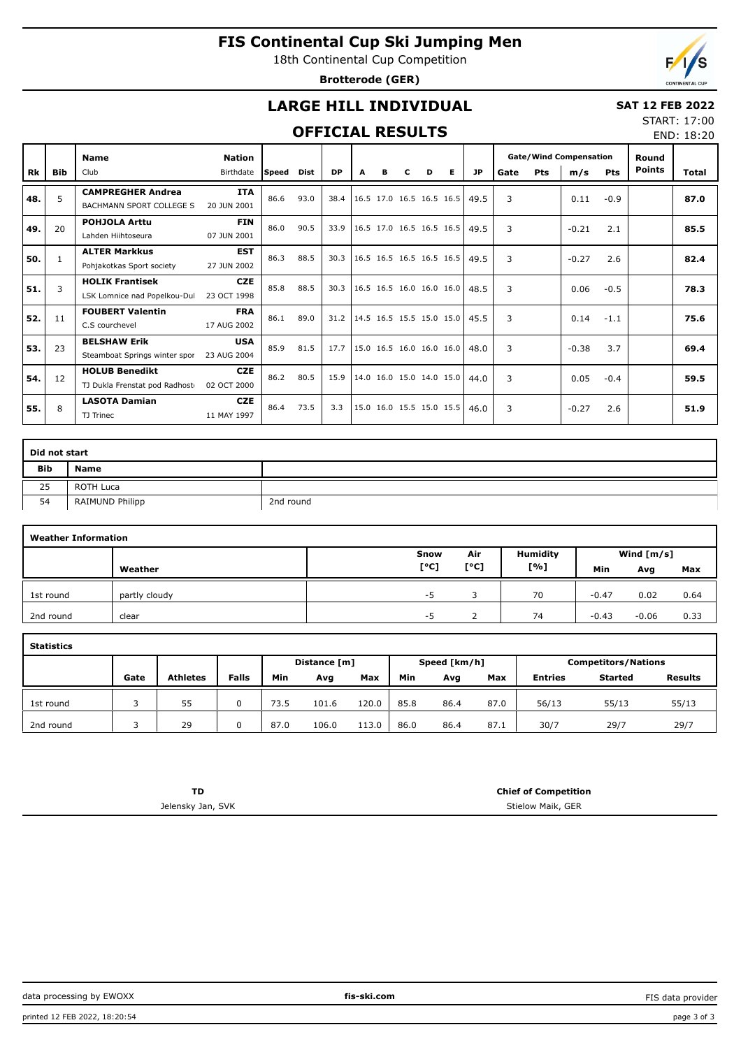# FIS Continental Cup Ski Jumping Men

18th Continental Cup Competition

**Brotterode (GER)**

## LARGE HILL INDIVIDUAL

**SAT 12 FEB 2022**

START: 17:00

END: 18:20

## OFFICIAL RESULTS

| Rk | Bib | Name / Club | Nation / Birthdate | Speed | Dist | DP | A | B | C | D | E | JP | Gate | Gate Pts | m/s | Wind Pts | Round Points | Total |
|---|---|---|---|---|---|---|---|---|---|---|---|---|---|---|---|---|---|---|
| 48. | 5 | **CAMPREGHER Andrea** BACHMANN SPORT COLLEGE S | **ITA** 20 JUN 2001 | 86.6 | 93.0 | 38.4 | 16.5 | 17.0 | 16.5 | 16.5 | 16.5 | 49.5 | 3 | | 0.11 | -0.9 | | **87.0** |
| 49. | 20 | **POHJOLA Arttu** Lahden Hiihtoseura | **FIN** 07 JUN 2001 | 86.0 | 90.5 | 33.9 | 16.5 | 17.0 | 16.5 | 16.5 | 16.5 | 49.5 | 3 | | -0.21 | 2.1 | | **85.5** |
| 50. | 1 | **ALTER Markkus** Pohjakotkas Sport society | **EST** 27 JUN 2002 | 86.3 | 88.5 | 30.3 | 16.5 | 16.5 | 16.5 | 16.5 | 16.5 | 49.5 | 3 | | -0.27 | 2.6 | | **82.4** |
| 51. | 3 | **HOLIK Frantisek** LSK Lomnice nad Popelkou-Dul | **CZE** 23 OCT 1998 | 85.8 | 88.5 | 30.3 | 16.5 | 16.5 | 16.0 | 16.0 | 16.0 | 48.5 | 3 | | 0.06 | -0.5 | | **78.3** |
| 52. | 11 | **FOUBERT Valentin** C.S courchevel | **FRA** 17 AUG 2002 | 86.1 | 89.0 | 31.2 | 14.5 | 16.5 | 15.5 | 15.0 | 15.0 | 45.5 | 3 | | 0.14 | -1.1 | | **75.6** |
| 53. | 23 | **BELSHAW Erik** Steamboat Springs winter spor | **USA** 23 AUG 2004 | 85.9 | 81.5 | 17.7 | 15.0 | 16.5 | 16.0 | 16.0 | 16.0 | 48.0 | 3 | | -0.38 | 3.7 | | **69.4** |
| 54. | 12 | **HOLUB Benedikt** TJ Dukla Frenstat pod Radhost | **CZE** 02 OCT 2000 | 86.2 | 80.5 | 15.9 | 14.0 | 16.0 | 15.0 | 14.0 | 15.0 | 44.0 | 3 | | 0.05 | -0.4 | | **59.5** |
| 55. | 8 | **LASOTA Damian** TJ Trinec | **CZE** 11 MAY 1997 | 86.4 | 73.5 | 3.3 | 15.0 | 16.0 | 15.5 | 15.0 | 15.5 | 46.0 | 3 | | -0.27 | 2.6 | | **51.9** |

**Did not start**

| Bib | Name | |
|---|---|---|
| 25 | ROTH Luca | |
| 54 | RAIMUND Philipp | 2nd round |

**Weather Information**

| | Weather | Snow [°C] | Air [°C] | Humidity [%] | Wind [m/s] Min | Avg | Max |
|---|---|---|---|---|---|---|---|
| 1st round | partly cloudy | -5 | 3 | 70 | -0.47 | 0.02 | 0.64 |
| 2nd round | clear | -5 | 2 | 74 | -0.43 | -0.06 | 0.33 |

**Statistics**

| | Gate | Athletes | Falls | Distance [m] Min | Avg | Max | Speed [km/h] Min | Avg | Max | Competitors/Nations Entries | Started | Results |
|---|---|---|---|---|---|---|---|---|---|---|---|---|
| 1st round | 3 | 55 | 0 | 73.5 | 101.6 | 120.0 | 85.8 | 86.4 | 87.0 | 56/13 | 55/13 | 55/13 |
| 2nd round | 3 | 29 | 0 | 87.0 | 106.0 | 113.0 | 86.0 | 86.4 | 87.1 | 30/7 | 29/7 | 29/7 |

**TD**
Jelensky Jan, SVK

**Chief of Competition**
Stielow Maik, GER

data processing by EWOXX — fis-ski.com — FIS data provider

printed 12 FEB 2022, 18:20:54